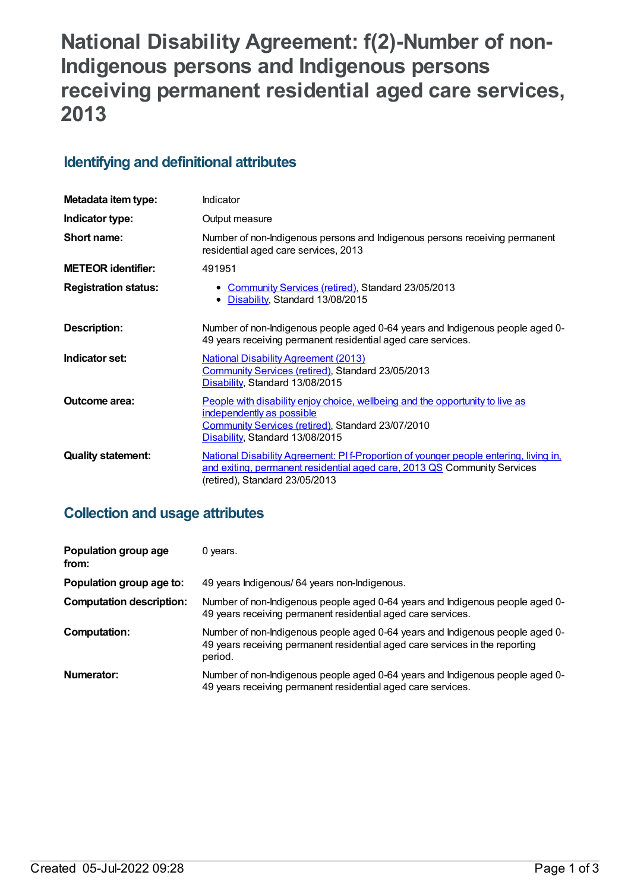# National Disability Agreement: f(2)-Number of non-Indigenous persons and Indigenous persons receiving permanent residential aged care services, 2013

## Identifying and definitional attributes

| | |
|---|---|
| **Metadata item type:** | Indicator |
| **Indicator type:** | Output measure |
| **Short name:** | Number of non-Indigenous persons and Indigenous persons receiving permanent residential aged care services, 2013 |
| **METEOR identifier:** | 491951 |
| **Registration status:** | • Community Services (retired), Standard 23/05/2013<br>• Disability, Standard 13/08/2015 |
| **Description:** | Number of non-Indigenous people aged 0-64 years and Indigenous people aged 0-49 years receiving permanent residential aged care services. |
| **Indicator set:** | National Disability Agreement (2013)<br>Community Services (retired), Standard 23/05/2013<br>Disability, Standard 13/08/2015 |
| **Outcome area:** | People with disability enjoy choice, wellbeing and the opportunity to live as independently as possible<br>Community Services (retired), Standard 23/07/2010<br>Disability, Standard 13/08/2015 |
| **Quality statement:** | National Disability Agreement: PI f-Proportion of younger people entering, living in, and exiting, permanent residential aged care, 2013 QS Community Services (retired), Standard 23/05/2013 |

## Collection and usage attributes

| | |
|---|---|
| **Population group age from:** | 0 years. |
| **Population group age to:** | 49 years Indigenous/ 64 years non-Indigenous. |
| **Computation description:** | Number of non-Indigenous people aged 0-64 years and Indigenous people aged 0-49 years receiving permanent residential aged care services. |
| **Computation:** | Number of non-Indigenous people aged 0-64 years and Indigenous people aged 0-49 years receiving permanent residential aged care services in the reporting period. |
| **Numerator:** | Number of non-Indigenous people aged 0-64 years and Indigenous people aged 0-49 years receiving permanent residential aged care services. |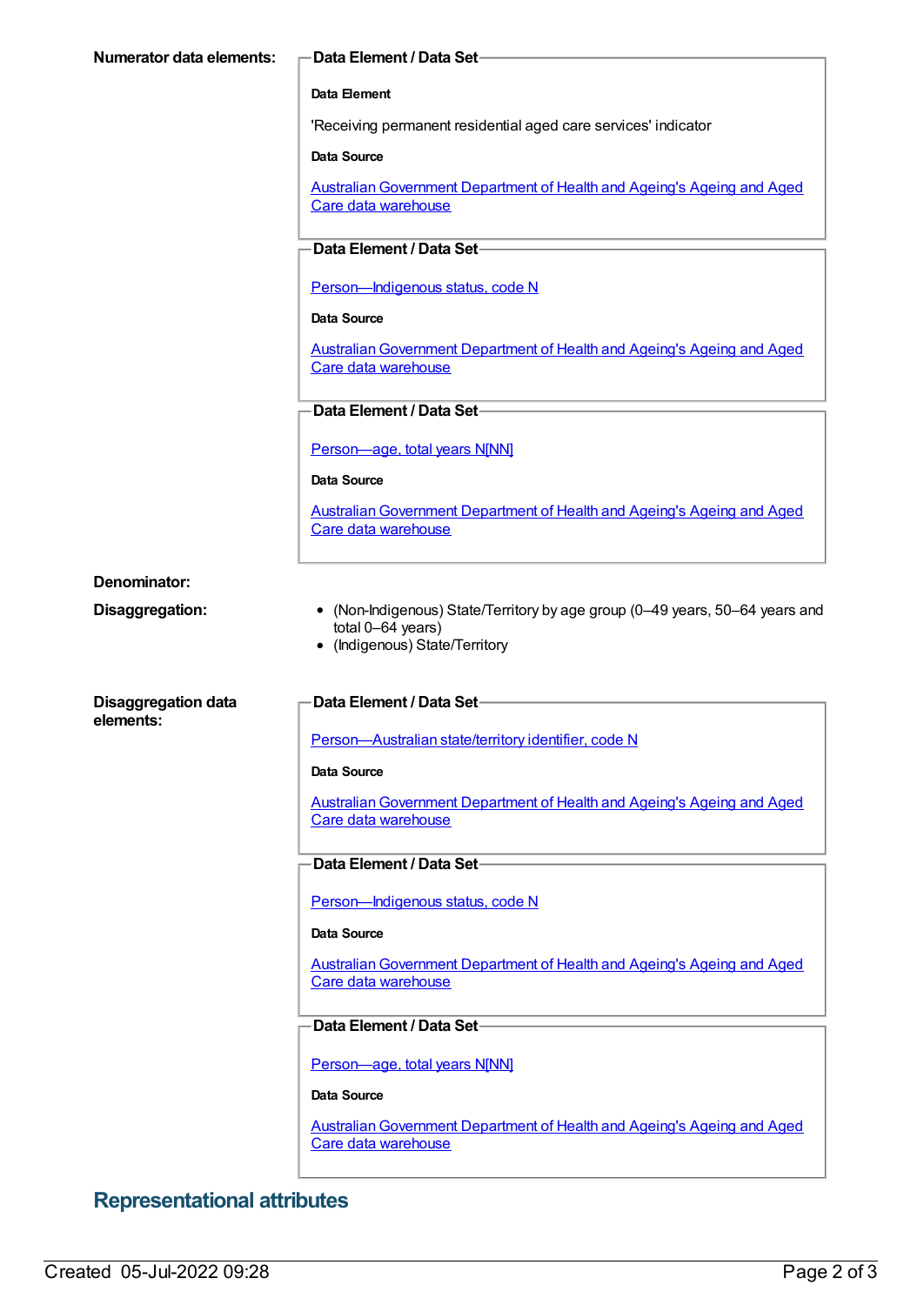**Numerator data elements:**

**Data Element / Data Set**

**Data Element**

'Receiving permanent residential aged care services' indicator

**Data Source**

Australian Government Department of Health and Ageing's Ageing and Aged Care data warehouse

**Data Element / Data Set**

Person—Indigenous status, code N

**Data Source**

Australian Government Department of Health and Ageing's Ageing and Aged Care data warehouse

**Data Element / Data Set**

Person—age, total years N[NN]

**Data Source**

Australian Government Department of Health and Ageing's Ageing and Aged Care data warehouse

**Denominator:**

**Disaggregation:**

- (Non-Indigenous) State/Territory by age group (0–49 years, 50–64 years and total 0–64 years)
- (Indigenous) State/Territory

**Disaggregation data elements:**

**Data Element / Data Set**

Person—Australian state/territory identifier, code N

**Data Source**

Australian Government Department of Health and Ageing's Ageing and Aged Care data warehouse

**Data Element / Data Set**

Person—Indigenous status, code N

**Data Source**

Australian Government Department of Health and Ageing's Ageing and Aged Care data warehouse

**Data Element / Data Set**

Person—age, total years N[NN]

**Data Source**

Australian Government Department of Health and Ageing's Ageing and Aged Care data warehouse

## Representational attributes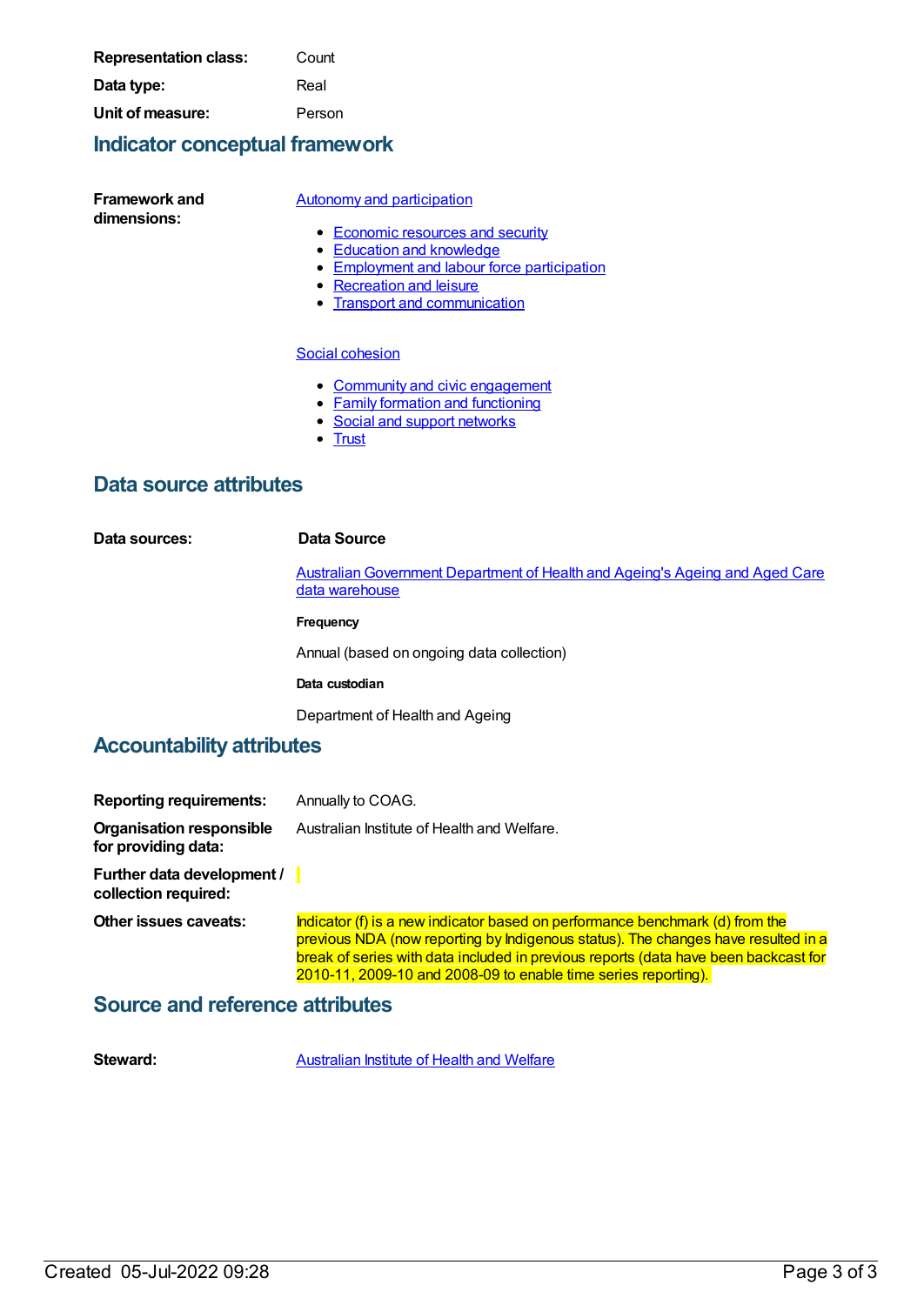**Representation class:** Count

**Data type:** Real

**Unit of measure:** Person

## Indicator conceptual framework

**Framework and dimensions:**

Autonomy and participation

- Economic resources and security
- Education and knowledge
- Employment and labour force participation
- Recreation and leisure
- Transport and communication

Social cohesion

- Community and civic engagement
- Family formation and functioning
- Social and support networks
- Trust

## Data source attributes

**Data sources:**

**Data Source**

Australian Government Department of Health and Ageing's Ageing and Aged Care data warehouse

**Frequency**

Annual (based on ongoing data collection)

**Data custodian**

Department of Health and Ageing

## Accountability attributes

**Reporting requirements:** Annually to COAG.

**Organisation responsible for providing data:** Australian Institute of Health and Welfare.

**Further data development / collection required:**

**Other issues caveats:** Indicator (f) is a new indicator based on performance benchmark (d) from the previous NDA (now reporting by Indigenous status). The changes have resulted in a break of series with data included in previous reports (data have been backcast for 2010-11, 2009-10 and 2008-09 to enable time series reporting).

## Source and reference attributes

**Steward:** Australian Institute of Health and Welfare